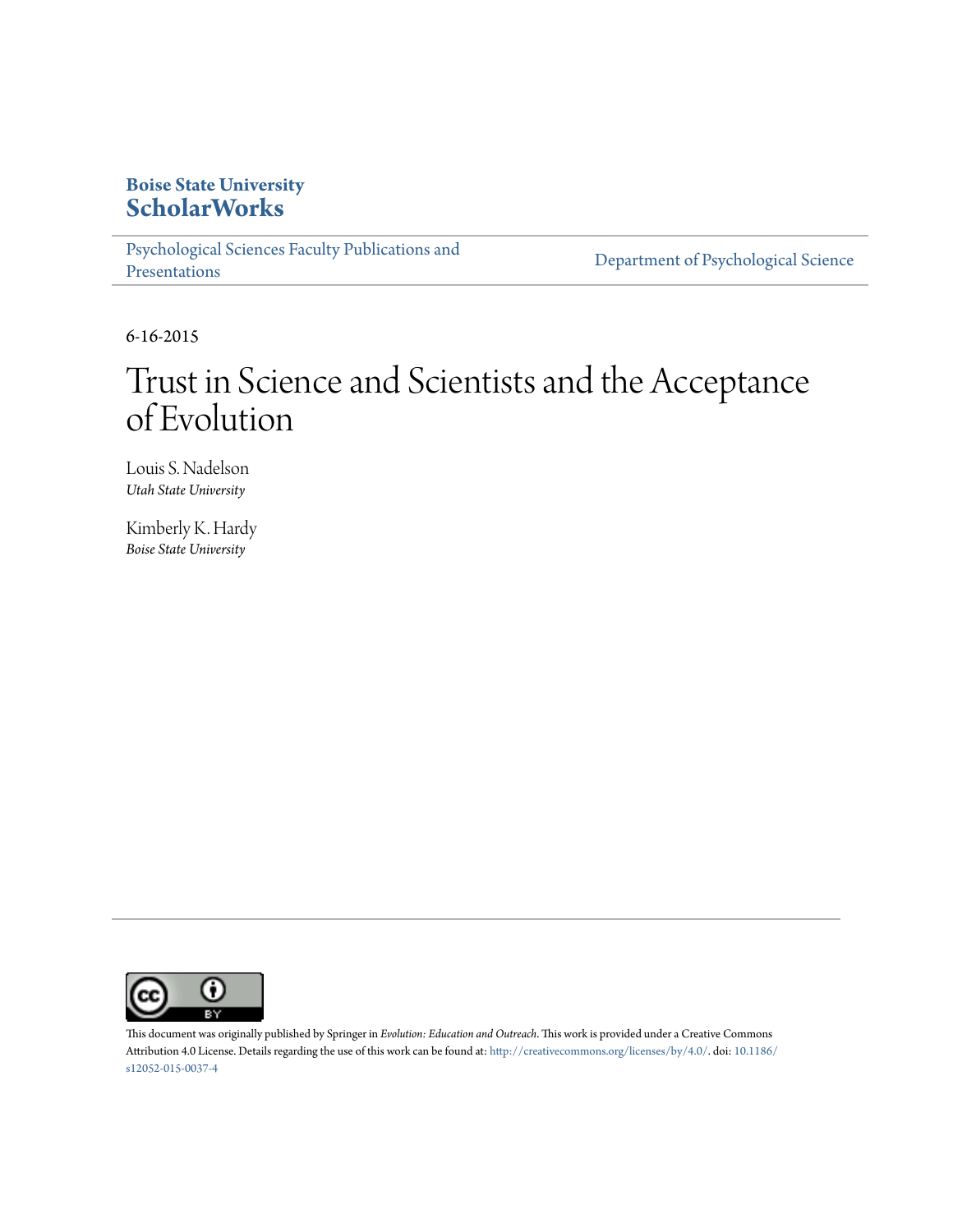**Boise State University**
**ScholarWorks**

Psychological Sciences Faculty Publications and Presentations

Department of Psychological Science

6-16-2015

# Trust in Science and Scientists and the Acceptance of Evolution

Louis S. Nadelson
*Utah State University*

Kimberly K. Hardy
*Boise State University*

This document was originally published by Springer in *Evolution: Education and Outreach*. This work is provided under a Creative Commons Attribution 4.0 License. Details regarding the use of this work can be found at: http://creativecommons.org/licenses/by/4.0/. doi: 10.1186/s12052-015-0037-4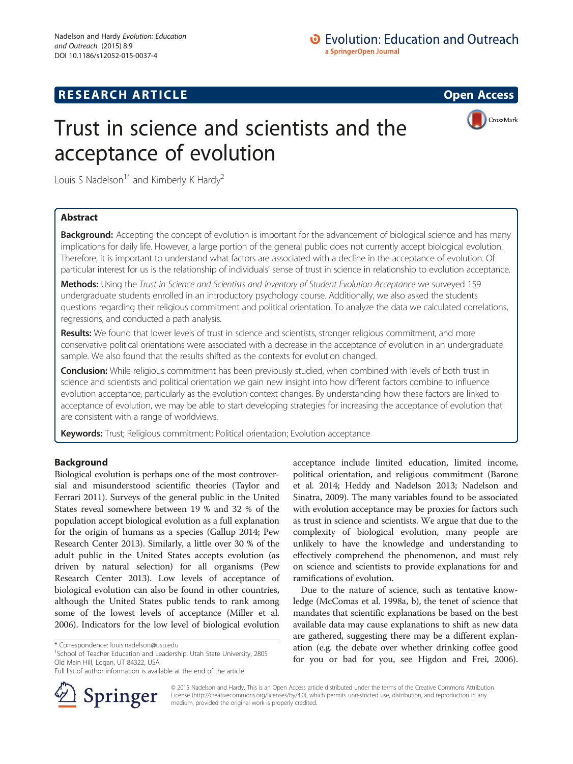# Trust in science and scientists and the acceptance of evolution

Louis S Nadelson[1*] and Kimberly K Hardy[2]

## Abstract

**Background:** Accepting the concept of evolution is important for the advancement of biological science and has many implications for daily life. However, a large portion of the general public does not currently accept biological evolution. Therefore, it is important to understand what factors are associated with a decline in the acceptance of evolution. Of particular interest for us is the relationship of individuals' sense of trust in science in relationship to evolution acceptance.

**Methods:** Using the *Trust in Science and Scientists and Inventory of Student Evolution Acceptance* we surveyed 159 undergraduate students enrolled in an introductory psychology course. Additionally, we also asked the students questions regarding their religious commitment and political orientation. To analyze the data we calculated correlations, regressions, and conducted a path analysis.

**Results:** We found that lower levels of trust in science and scientists, stronger religious commitment, and more conservative political orientations were associated with a decrease in the acceptance of evolution in an undergraduate sample. We also found that the results shifted as the contexts for evolution changed.

**Conclusion:** While religious commitment has been previously studied, when combined with levels of both trust in science and scientists and political orientation we gain new insight into how different factors combine to influence evolution acceptance, particularly as the evolution context changes. By understanding how these factors are linked to acceptance of evolution, we may be able to start developing strategies for increasing the acceptance of evolution that are consistent with a range of worldviews.

**Keywords:** Trust; Religious commitment; Political orientation; Evolution acceptance

## Background

Biological evolution is perhaps one of the most controversial and misunderstood scientific theories (Taylor and Ferrari 2011). Surveys of the general public in the United States reveal somewhere between 19 % and 32 % of the population accept biological evolution as a full explanation for the origin of humans as a species (Gallup 2014; Pew Research Center 2013). Similarly, a little over 30 % of the adult public in the United States accepts evolution (as driven by natural selection) for all organisms (Pew Research Center 2013). Low levels of acceptance of biological evolution can also be found in other countries, although the United States public tends to rank among some of the lowest levels of acceptance (Miller et al. 2006). Indicators for the low level of biological evolution acceptance include limited education, limited income, political orientation, and religious commitment (Barone et al. 2014; Heddy and Nadelson 2013; Nadelson and Sinatra, 2009). The many variables found to be associated with evolution acceptance may be proxies for factors such as trust in science and scientists. We argue that due to the complexity of biological evolution, many people are unlikely to have the knowledge and understanding to effectively comprehend the phenomenon, and must rely on science and scientists to provide explanations for and ramifications of evolution.

Due to the nature of science, such as tentative knowledge (McComas et al. 1998a, b), the tenet of science that mandates that scientific explanations be based on the best available data may cause explanations to shift as new data are gathered, suggesting there may be a different explanation (e.g. the debate over whether drinking coffee good for you or bad for you, see Higdon and Frei, 2006).

\* Correspondence: louis.nadelson@usu.edu
[1]School of Teacher Education and Leadership, Utah State University, 2805 Old Main Hill, Logan, UT 84322, USA
Full list of author information is available at the end of the article

© 2015 Nadelson and Hardy. This is an Open Access article distributed under the terms of the Creative Commons Attribution License (http://creativecommons.org/licenses/by/4.0), which permits unrestricted use, distribution, and reproduction in any medium, provided the original work is properly credited.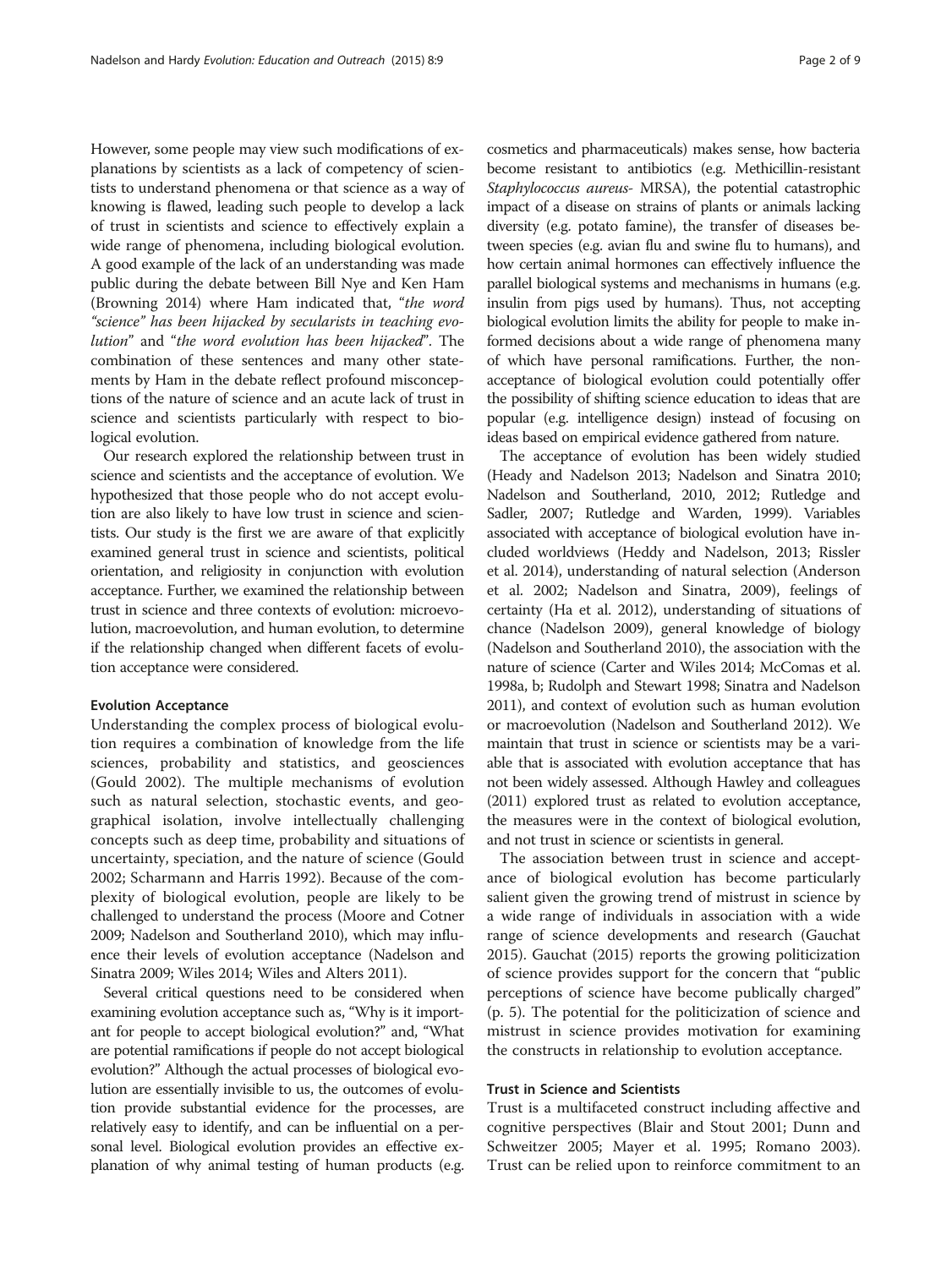However, some people may view such modifications of explanations by scientists as a lack of competency of scientists to understand phenomena or that science as a way of knowing is flawed, leading such people to develop a lack of trust in scientists and science to effectively explain a wide range of phenomena, including biological evolution. A good example of the lack of an understanding was made public during the debate between Bill Nye and Ken Ham (Browning 2014) where Ham indicated that, "*the word "science" has been hijacked by secularists in teaching evolution*" and "*the word evolution has been hijacked*". The combination of these sentences and many other statements by Ham in the debate reflect profound misconceptions of the nature of science and an acute lack of trust in science and scientists particularly with respect to biological evolution.

Our research explored the relationship between trust in science and scientists and the acceptance of evolution. We hypothesized that those people who do not accept evolution are also likely to have low trust in science and scientists. Our study is the first we are aware of that explicitly examined general trust in science and scientists, political orientation, and religiosity in conjunction with evolution acceptance. Further, we examined the relationship between trust in science and three contexts of evolution: microevolution, macroevolution, and human evolution, to determine if the relationship changed when different facets of evolution acceptance were considered.

### Evolution Acceptance

Understanding the complex process of biological evolution requires a combination of knowledge from the life sciences, probability and statistics, and geosciences (Gould 2002). The multiple mechanisms of evolution such as natural selection, stochastic events, and geographical isolation, involve intellectually challenging concepts such as deep time, probability and situations of uncertainty, speciation, and the nature of science (Gould 2002; Scharmann and Harris 1992). Because of the complexity of biological evolution, people are likely to be challenged to understand the process (Moore and Cotner 2009; Nadelson and Southerland 2010), which may influence their levels of evolution acceptance (Nadelson and Sinatra 2009; Wiles 2014; Wiles and Alters 2011).

Several critical questions need to be considered when examining evolution acceptance such as, "Why is it important for people to accept biological evolution?" and, "What are potential ramifications if people do not accept biological evolution?" Although the actual processes of biological evolution are essentially invisible to us, the outcomes of evolution provide substantial evidence for the processes, are relatively easy to identify, and can be influential on a personal level. Biological evolution provides an effective explanation of why animal testing of human products (e.g. cosmetics and pharmaceuticals) makes sense, how bacteria become resistant to antibiotics (e.g. Methicillin-resistant *Staphylococcus aureus*- MRSA), the potential catastrophic impact of a disease on strains of plants or animals lacking diversity (e.g. potato famine), the transfer of diseases between species (e.g. avian flu and swine flu to humans), and how certain animal hormones can effectively influence the parallel biological systems and mechanisms in humans (e.g. insulin from pigs used by humans). Thus, not accepting biological evolution limits the ability for people to make informed decisions about a wide range of phenomena many of which have personal ramifications. Further, the non-acceptance of biological evolution could potentially offer the possibility of shifting science education to ideas that are popular (e.g. intelligence design) instead of focusing on ideas based on empirical evidence gathered from nature.

The acceptance of evolution has been widely studied (Heady and Nadelson 2013; Nadelson and Sinatra 2010; Nadelson and Southerland, 2010, 2012; Rutledge and Sadler, 2007; Rutledge and Warden, 1999). Variables associated with acceptance of biological evolution have included worldviews (Heddy and Nadelson, 2013; Rissler et al. 2014), understanding of natural selection (Anderson et al. 2002; Nadelson and Sinatra, 2009), feelings of certainty (Ha et al. 2012), understanding of situations of chance (Nadelson 2009), general knowledge of biology (Nadelson and Southerland 2010), the association with the nature of science (Carter and Wiles 2014; McComas et al. 1998a, b; Rudolph and Stewart 1998; Sinatra and Nadelson 2011), and context of evolution such as human evolution or macroevolution (Nadelson and Southerland 2012). We maintain that trust in science or scientists may be a variable that is associated with evolution acceptance that has not been widely assessed. Although Hawley and colleagues (2011) explored trust as related to evolution acceptance, the measures were in the context of biological evolution, and not trust in science or scientists in general.

The association between trust in science and acceptance of biological evolution has become particularly salient given the growing trend of mistrust in science by a wide range of individuals in association with a wide range of science developments and research (Gauchat 2015). Gauchat (2015) reports the growing politicization of science provides support for the concern that "public perceptions of science have become publically charged" (p. 5). The potential for the politicization of science and mistrust in science provides motivation for examining the constructs in relationship to evolution acceptance.

### Trust in Science and Scientists

Trust is a multifaceted construct including affective and cognitive perspectives (Blair and Stout 2001; Dunn and Schweitzer 2005; Mayer et al. 1995; Romano 2003). Trust can be relied upon to reinforce commitment to an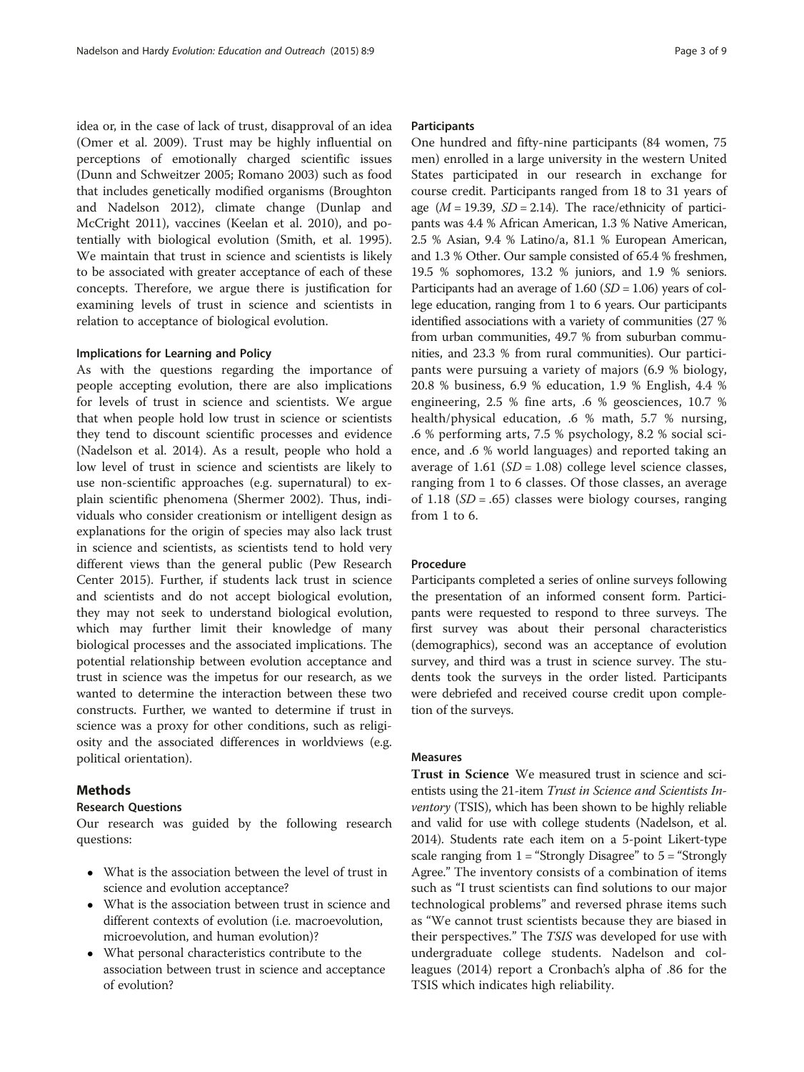idea or, in the case of lack of trust, disapproval of an idea (Omer et al. 2009). Trust may be highly influential on perceptions of emotionally charged scientific issues (Dunn and Schweitzer 2005; Romano 2003) such as food that includes genetically modified organisms (Broughton and Nadelson 2012), climate change (Dunlap and McCright 2011), vaccines (Keelan et al. 2010), and potentially with biological evolution (Smith, et al. 1995). We maintain that trust in science and scientists is likely to be associated with greater acceptance of each of these concepts. Therefore, we argue there is justification for examining levels of trust in science and scientists in relation to acceptance of biological evolution.

### Implications for Learning and Policy

As with the questions regarding the importance of people accepting evolution, there are also implications for levels of trust in science and scientists. We argue that when people hold low trust in science or scientists they tend to discount scientific processes and evidence (Nadelson et al. 2014). As a result, people who hold a low level of trust in science and scientists are likely to use non-scientific approaches (e.g. supernatural) to explain scientific phenomena (Shermer 2002). Thus, individuals who consider creationism or intelligent design as explanations for the origin of species may also lack trust in science and scientists, as scientists tend to hold very different views than the general public (Pew Research Center 2015). Further, if students lack trust in science and scientists and do not accept biological evolution, they may not seek to understand biological evolution, which may further limit their knowledge of many biological processes and the associated implications. The potential relationship between evolution acceptance and trust in science was the impetus for our research, as we wanted to determine the interaction between these two constructs. Further, we wanted to determine if trust in science was a proxy for other conditions, such as religiosity and the associated differences in worldviews (e.g. political orientation).

## Methods

### Research Questions

Our research was guided by the following research questions:

- What is the association between the level of trust in science and evolution acceptance?
- What is the association between trust in science and different contexts of evolution (i.e. macroevolution, microevolution, and human evolution)?
- What personal characteristics contribute to the association between trust in science and acceptance of evolution?

### Participants

One hundred and fifty-nine participants (84 women, 75 men) enrolled in a large university in the western United States participated in our research in exchange for course credit. Participants ranged from 18 to 31 years of age ($M = 19.39$, $SD = 2.14$). The race/ethnicity of participants was 4.4 % African American, 1.3 % Native American, 2.5 % Asian, 9.4 % Latino/a, 81.1 % European American, and 1.3 % Other. Our sample consisted of 65.4 % freshmen, 19.5 % sophomores, 13.2 % juniors, and 1.9 % seniors. Participants had an average of 1.60 ($SD = 1.06$) years of college education, ranging from 1 to 6 years. Our participants identified associations with a variety of communities (27 % from urban communities, 49.7 % from suburban communities, and 23.3 % from rural communities). Our participants were pursuing a variety of majors (6.9 % biology, 20.8 % business, 6.9 % education, 1.9 % English, 4.4 % engineering, 2.5 % fine arts, .6 % geosciences, 10.7 % health/physical education, .6 % math, 5.7 % nursing, .6 % performing arts, 7.5 % psychology, 8.2 % social science, and .6 % world languages) and reported taking an average of 1.61 ($SD = 1.08$) college level science classes, ranging from 1 to 6 classes. Of those classes, an average of 1.18 ($SD = .65$) classes were biology courses, ranging from 1 to 6.

### Procedure

Participants completed a series of online surveys following the presentation of an informed consent form. Participants were requested to respond to three surveys. The first survey was about their personal characteristics (demographics), second was an acceptance of evolution survey, and third was a trust in science survey. The students took the surveys in the order listed. Participants were debriefed and received course credit upon completion of the surveys.

### Measures

**Trust in Science** We measured trust in science and scientists using the 21-item *Trust in Science and Scientists Inventory* (TSIS), which has been shown to be highly reliable and valid for use with college students (Nadelson, et al. 2014). Students rate each item on a 5-point Likert-type scale ranging from 1 = "Strongly Disagree" to 5 = "Strongly Agree." The inventory consists of a combination of items such as "I trust scientists can find solutions to our major technological problems" and reversed phrase items such as "We cannot trust scientists because they are biased in their perspectives." The *TSIS* was developed for use with undergraduate college students. Nadelson and colleagues (2014) report a Cronbach's alpha of .86 for the TSIS which indicates high reliability.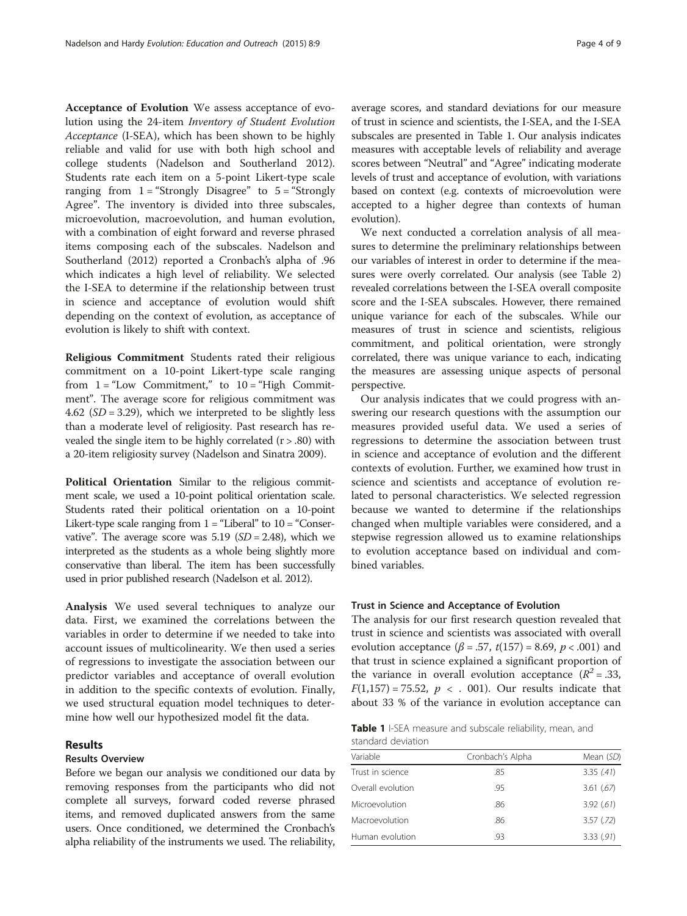**Acceptance of Evolution** We assess acceptance of evolution using the 24-item *Inventory of Student Evolution Acceptance* (I-SEA), which has been shown to be highly reliable and valid for use with both high school and college students (Nadelson and Southerland 2012). Students rate each item on a 5-point Likert-type scale ranging from 1 = "Strongly Disagree" to 5 = "Strongly Agree". The inventory is divided into three subscales, microevolution, macroevolution, and human evolution, with a combination of eight forward and reverse phrased items composing each of the subscales. Nadelson and Southerland (2012) reported a Cronbach's alpha of .96 which indicates a high level of reliability. We selected the I-SEA to determine if the relationship between trust in science and acceptance of evolution would shift depending on the context of evolution, as acceptance of evolution is likely to shift with context.

**Religious Commitment** Students rated their religious commitment on a 10-point Likert-type scale ranging from 1 = "Low Commitment," to 10 = "High Commitment". The average score for religious commitment was 4.62 ($SD = 3.29$), which we interpreted to be slightly less than a moderate level of religiosity. Past research has revealed the single item to be highly correlated ($r > .80$) with a 20-item religiosity survey (Nadelson and Sinatra 2009).

**Political Orientation** Similar to the religious commitment scale, we used a 10-point political orientation scale. Students rated their political orientation on a 10-point Likert-type scale ranging from 1 = "Liberal" to 10 = "Conservative". The average score was 5.19 ($SD = 2.48$), which we interpreted as the students as a whole being slightly more conservative than liberal. The item has been successfully used in prior published research (Nadelson et al. 2012).

**Analysis** We used several techniques to analyze our data. First, we examined the correlations between the variables in order to determine if we needed to take into account issues of multicolinearity. We then used a series of regressions to investigate the association between our predictor variables and acceptance of overall evolution in addition to the specific contexts of evolution. Finally, we used structural equation model techniques to determine how well our hypothesized model fit the data.

## Results

### Results Overview

Before we began our analysis we conditioned our data by removing responses from the participants who did not complete all surveys, forward coded reverse phrased items, and removed duplicated answers from the same users. Once conditioned, we determined the Cronbach's alpha reliability of the instruments we used. The reliability, average scores, and standard deviations for our measure of trust in science and scientists, the I-SEA, and the I-SEA subscales are presented in Table 1. Our analysis indicates measures with acceptable levels of reliability and average scores between "Neutral" and "Agree" indicating moderate levels of trust and acceptance of evolution, with variations based on context (e.g. contexts of microevolution were accepted to a higher degree than contexts of human evolution).

We next conducted a correlation analysis of all measures to determine the preliminary relationships between our variables of interest in order to determine if the measures were overly correlated. Our analysis (see Table 2) revealed correlations between the I-SEA overall composite score and the I-SEA subscales. However, there remained unique variance for each of the subscales. While our measures of trust in science and scientists, religious commitment, and political orientation, were strongly correlated, there was unique variance to each, indicating the measures are assessing unique aspects of personal perspective.

Our analysis indicates that we could progress with answering our research questions with the assumption our measures provided useful data. We used a series of regressions to determine the association between trust in science and acceptance of evolution and the different contexts of evolution. Further, we examined how trust in science and scientists and acceptance of evolution related to personal characteristics. We selected regression because we wanted to determine if the relationships changed when multiple variables were considered, and a stepwise regression allowed us to examine relationships to evolution acceptance based on individual and combined variables.

### Trust in Science and Acceptance of Evolution

The analysis for our first research question revealed that trust in science and scientists was associated with overall evolution acceptance ($\beta = .57$, $t(157) = 8.69$, $p < .001$) and that trust in science explained a significant proportion of the variance in overall evolution acceptance ($R^2 = .33$, $F(1,157) = 75.52$, $p < .001$). Our results indicate that about 33 % of the variance in evolution acceptance can

**Table 1** I-SEA measure and subscale reliability, mean, and standard deviation

| Variable | Cronbach's Alpha | Mean (*SD*) |
|---|---|---|
| Trust in science | .85 | 3.35 (*.41*) |
| Overall evolution | .95 | 3.61 (*.67*) |
| Microevolution | .86 | 3.92 (*.61*) |
| Macroevolution | .86 | 3.57 (*.72*) |
| Human evolution | .93 | 3.33 (*.91*) |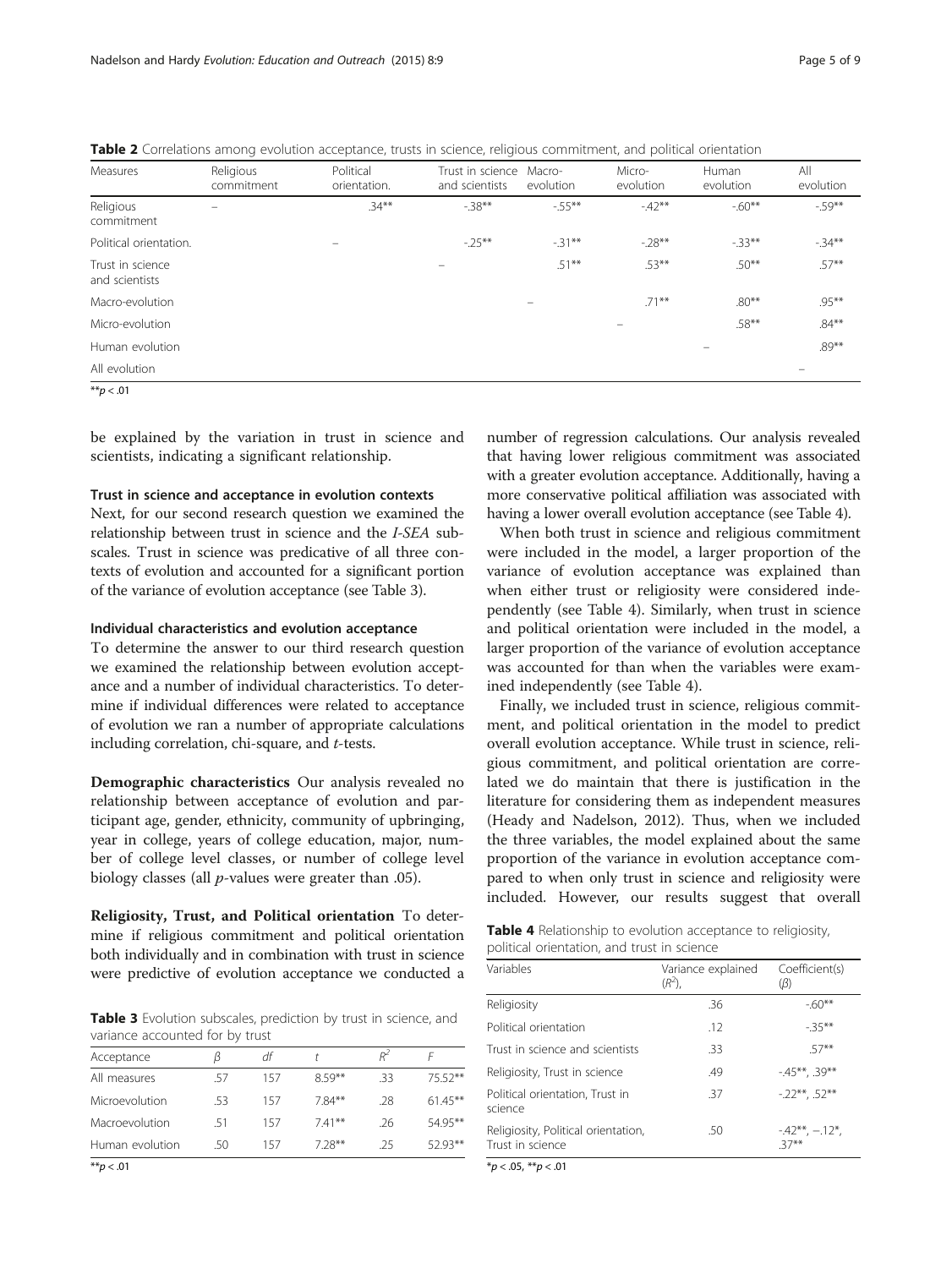**Table 2** Correlations among evolution acceptance, trusts in science, religious commitment, and political orientation

| Measures | Religious commitment | Political orientation. | Trust in science and scientists | Macro-evolution | Micro-evolution | Human evolution | All evolution |
|---|---|---|---|---|---|---|---|
| Religious commitment | – | .34** | -.38** | -.55** | -.42** | -.60** | -.59** |
| Political orientation. | | – | -.25** | -.31** | -.28** | -.33** | -.34** |
| Trust in science and scientists | | | – | .51** | .53** | .50** | .57** |
| Macro-evolution | | | | – | .71** | .80** | .95** |
| Micro-evolution | | | | | – | .58** | .84** |
| Human evolution | | | | | | – | .89** |
| All evolution | | | | | | | – |

** $p < .01$

be explained by the variation in trust in science and scientists, indicating a significant relationship.

#### Trust in science and acceptance in evolution contexts

Next, for our second research question we examined the relationship between trust in science and the *I-SEA* subscales. Trust in science was predicative of all three contexts of evolution and accounted for a significant portion of the variance of evolution acceptance (see Table 3).

#### Individual characteristics and evolution acceptance

To determine the answer to our third research question we examined the relationship between evolution acceptance and a number of individual characteristics. To determine if individual differences were related to acceptance of evolution we ran a number of appropriate calculations including correlation, chi-square, and *t*-tests.

**Demographic characteristics** Our analysis revealed no relationship between acceptance of evolution and participant age, gender, ethnicity, community of upbringing, year in college, years of college education, major, number of college level classes, or number of college level biology classes (all *p*-values were greater than .05).

**Religiosity, Trust, and Political orientation** To determine if religious commitment and political orientation both individually and in combination with trust in science were predictive of evolution acceptance we conducted a number of regression calculations. Our analysis revealed that having lower religious commitment was associated with a greater evolution acceptance. Additionally, having a more conservative political affiliation was associated with having a lower overall evolution acceptance (see Table 4).

**Table 3** Evolution subscales, prediction by trust in science, and variance accounted for by trust

| Acceptance | $\beta$ | $df$ | $t$ | $R^2$ | $F$ |
|---|---|---|---|---|---|
| All measures | .57 | 157 | 8.59** | .33 | 75.52** |
| Microevolution | .53 | 157 | 7.84** | .28 | 61.45** |
| Macroevolution | .51 | 157 | 7.41** | .26 | 54.95** |
| Human evolution | .50 | 157 | 7.28** | .25 | 52.93** |

** $p < .01$

When both trust in science and religious commitment were included in the model, a larger proportion of the variance of evolution acceptance was explained than when either trust or religiosity were considered independently (see Table 4). Similarly, when trust in science and political orientation were included in the model, a larger proportion of the variance of evolution acceptance was accounted for than when the variables were examined independently (see Table 4).

Finally, we included trust in science, religious commitment, and political orientation in the model to predict overall evolution acceptance. While trust in science, religious commitment, and political orientation are correlated we do maintain that there is justification in the literature for considering them as independent measures (Heady and Nadelson, 2012). Thus, when we included the three variables, the model explained about the same proportion of the variance in evolution acceptance compared to when only trust in science and religiosity were included. However, our results suggest that overall

**Table 4** Relationship to evolution acceptance to religiosity, political orientation, and trust in science

| Variables | Variance explained ($R^2$), | Coefficient(s) ($\beta$) |
|---|---|---|
| Religiosity | .36 | -.60** |
| Political orientation | .12 | -.35** |
| Trust in science and scientists | .33 | .57** |
| Religiosity, Trust in science | .49 | -.45**, .39** |
| Political orientation, Trust in science | .37 | -.22**, .52** |
| Religiosity, Political orientation, Trust in science | .50 | -.42**, −.12*, .37** |

* $p < .05$, ** $p < .01$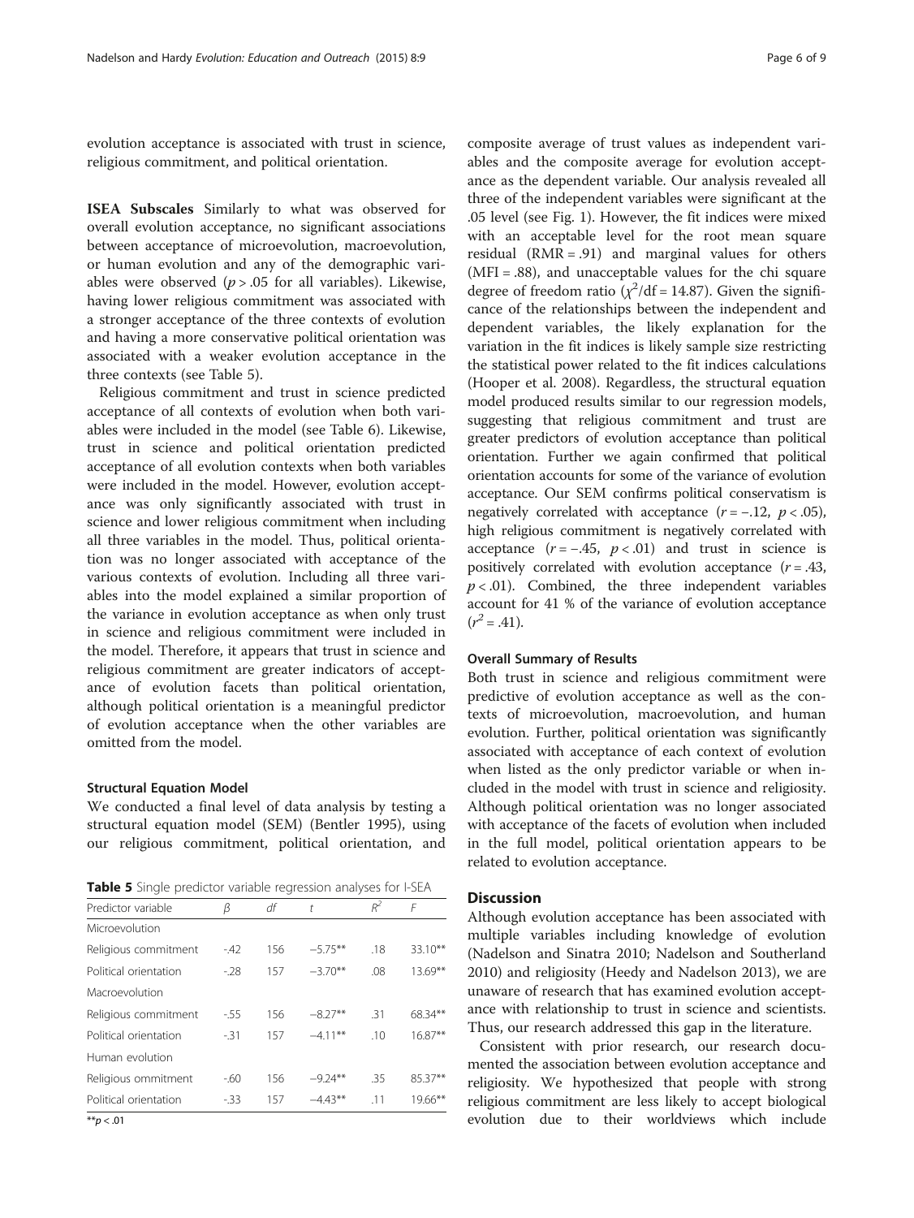evolution acceptance is associated with trust in science, religious commitment, and political orientation.

**ISEA Subscales** Similarly to what was observed for overall evolution acceptance, no significant associations between acceptance of microevolution, macroevolution, or human evolution and any of the demographic variables were observed ($p > .05$ for all variables). Likewise, having lower religious commitment was associated with a stronger acceptance of the three contexts of evolution and having a more conservative political orientation was associated with a weaker evolution acceptance in the three contexts (see Table 5).

Religious commitment and trust in science predicted acceptance of all contexts of evolution when both variables were included in the model (see Table 6). Likewise, trust in science and political orientation predicted acceptance of all evolution contexts when both variables were included in the model. However, evolution acceptance was only significantly associated with trust in science and lower religious commitment when including all three variables in the model. Thus, political orientation was no longer associated with acceptance of the various contexts of evolution. Including all three variables into the model explained a similar proportion of the variance in evolution acceptance as when only trust in science and religious commitment were included in the model. Therefore, it appears that trust in science and religious commitment are greater indicators of acceptance of evolution facets than political orientation, although political orientation is a meaningful predictor of evolution acceptance when the other variables are omitted from the model.

#### Structural Equation Model

We conducted a final level of data analysis by testing a structural equation model (SEM) (Bentler 1995), using our religious commitment, political orientation, and composite average of trust values as independent variables and the composite average for evolution acceptance as the dependent variable. Our analysis revealed all three of the independent variables were significant at the .05 level (see Fig. 1). However, the fit indices were mixed with an acceptable level for the root mean square residual (RMR = .91) and marginal values for others (MFI = .88), and unacceptable values for the chi square degree of freedom ratio ($\chi^2$/df = 14.87). Given the significance of the relationships between the independent and dependent variables, the likely explanation for the variation in the fit indices is likely sample size restricting the statistical power related to the fit indices calculations (Hooper et al. 2008). Regardless, the structural equation model produced results similar to our regression models, suggesting that religious commitment and trust are greater predictors of evolution acceptance than political orientation. Further we again confirmed that political orientation accounts for some of the variance of evolution acceptance. Our SEM confirms political conservatism is negatively correlated with acceptance ($r = -.12$, $p < .05$), high religious commitment is negatively correlated with acceptance ($r = -.45$, $p < .01$) and trust in science is positively correlated with evolution acceptance ($r = .43$, $p < .01$). Combined, the three independent variables account for 41 % of the variance of evolution acceptance ($r^2 = .41$).

#### Overall Summary of Results

Both trust in science and religious commitment were predictive of evolution acceptance as well as the contexts of microevolution, macroevolution, and human evolution. Further, political orientation was significantly associated with acceptance of each context of evolution when listed as the only predictor variable or when included in the model with trust in science and religiosity. Although political orientation was no longer associated with acceptance of the facets of evolution when included in the full model, political orientation appears to be related to evolution acceptance.

**Table 5** Single predictor variable regression analyses for I-SEA

| Predictor variable | $\beta$ | df | t | $R^2$ | F |
|---|---|---|---|---|---|
| Microevolution | | | | | |
| Religious commitment | -.42 | 156 | −5.75** | .18 | 33.10** |
| Political orientation | -.28 | 157 | −3.70** | .08 | 13.69** |
| Macroevolution | | | | | |
| Religious commitment | -.55 | 156 | −8.27** | .31 | 68.34** |
| Political orientation | -.31 | 157 | −4.11** | .10 | 16.87** |
| Human evolution | | | | | |
| Religious ommitment | -.60 | 156 | −9.24** | .35 | 85.37** |
| Political orientation | -.33 | 157 | −4.43** | .11 | 19.66** |

**$p < .01$

## Discussion

Although evolution acceptance has been associated with multiple variables including knowledge of evolution (Nadelson and Sinatra 2010; Nadelson and Southerland 2010) and religiosity (Heedy and Nadelson 2013), we are unaware of research that has examined evolution acceptance with relationship to trust in science and scientists. Thus, our research addressed this gap in the literature.

Consistent with prior research, our research documented the association between evolution acceptance and religiosity. We hypothesized that people with strong religious commitment are less likely to accept biological evolution due to their worldviews which include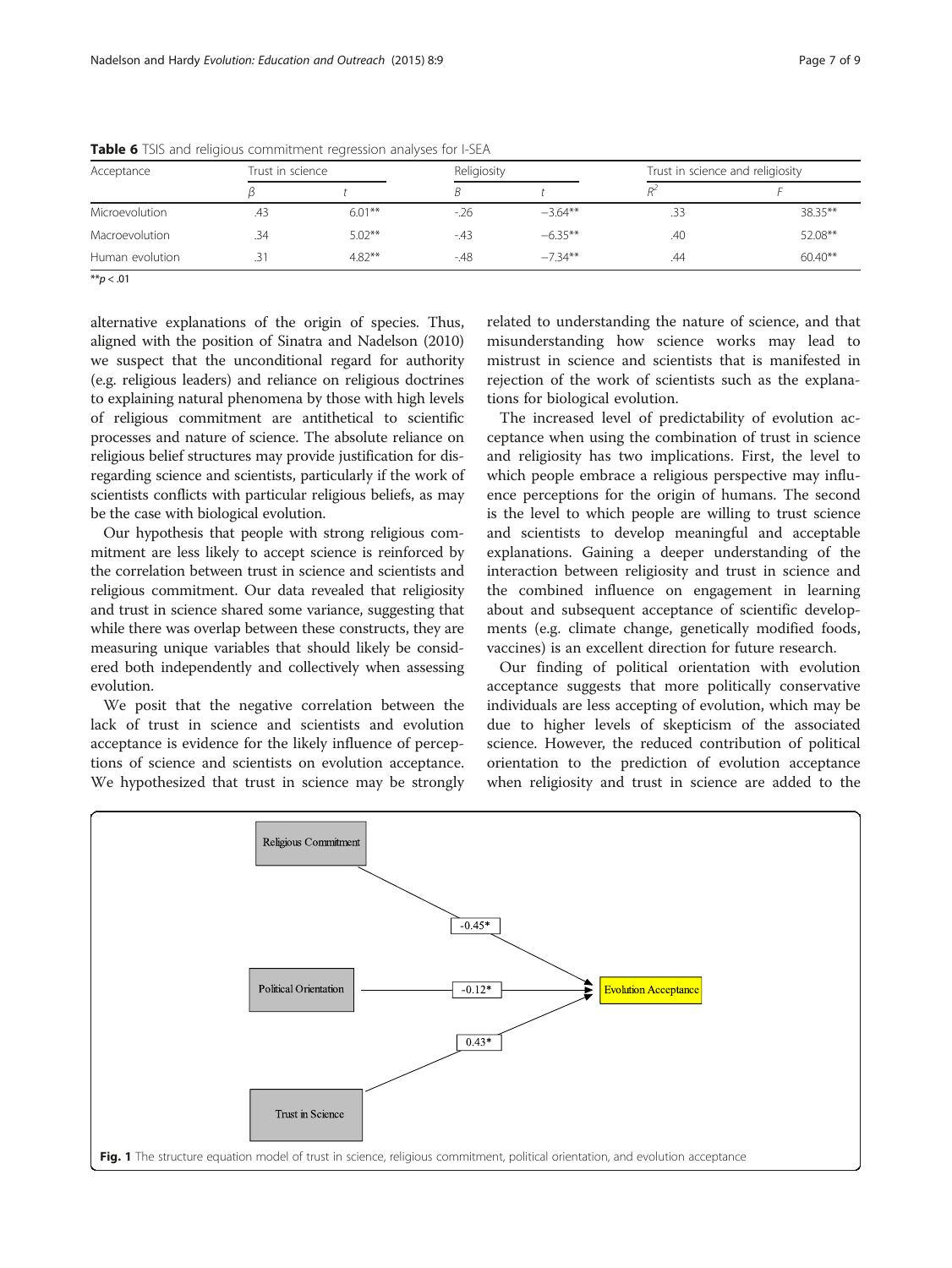**Table 6** TSIS and religious commitment regression analyses for I-SEA

| Acceptance | Trust in science | | Religiosity | | Trust in science and religiosity | |
|---|---|---|---|---|---|---|
| | β | t | B | t | $R^2$ | F |
| Microevolution | .43 | 6.01** | -.26 | −3.64** | .33 | 38.35** |
| Macroevolution | .34 | 5.02** | -.43 | −6.35** | .40 | 52.08** |
| Human evolution | .31 | 4.82** | -.48 | −7.34** | .44 | 60.40** |

**$p < .01$

alternative explanations of the origin of species. Thus, aligned with the position of Sinatra and Nadelson (2010) we suspect that the unconditional regard for authority (e.g. religious leaders) and reliance on religious doctrines to explaining natural phenomena by those with high levels of religious commitment are antithetical to scientific processes and nature of science. The absolute reliance on religious belief structures may provide justification for disregarding science and scientists, particularly if the work of scientists conflicts with particular religious beliefs, as may be the case with biological evolution.

Our hypothesis that people with strong religious commitment are less likely to accept science is reinforced by the correlation between trust in science and scientists and religious commitment. Our data revealed that religiosity and trust in science shared some variance, suggesting that while there was overlap between these constructs, they are measuring unique variables that should likely be considered both independently and collectively when assessing evolution.

We posit that the negative correlation between the lack of trust in science and scientists and evolution acceptance is evidence for the likely influence of perceptions of science and scientists on evolution acceptance. We hypothesized that trust in science may be strongly related to understanding the nature of science, and that misunderstanding how science works may lead to mistrust in science and scientists that is manifested in rejection of the work of scientists such as the explanations for biological evolution.

The increased level of predictability of evolution acceptance when using the combination of trust in science and religiosity has two implications. First, the level to which people embrace a religious perspective may influence perceptions for the origin of humans. The second is the level to which people are willing to trust science and scientists to develop meaningful and acceptable explanations. Gaining a deeper understanding of the interaction between religiosity and trust in science and the combined influence on engagement in learning about and subsequent acceptance of scientific developments (e.g. climate change, genetically modified foods, vaccines) is an excellent direction for future research.

Our finding of political orientation with evolution acceptance suggests that more politically conservative individuals are less accepting of evolution, which may be due to higher levels of skepticism of the associated science. However, the reduced contribution of political orientation to the prediction of evolution acceptance when religiosity and trust in science are added to the

**Fig. 1** The structure equation model of trust in science, religious commitment, political orientation, and evolution acceptance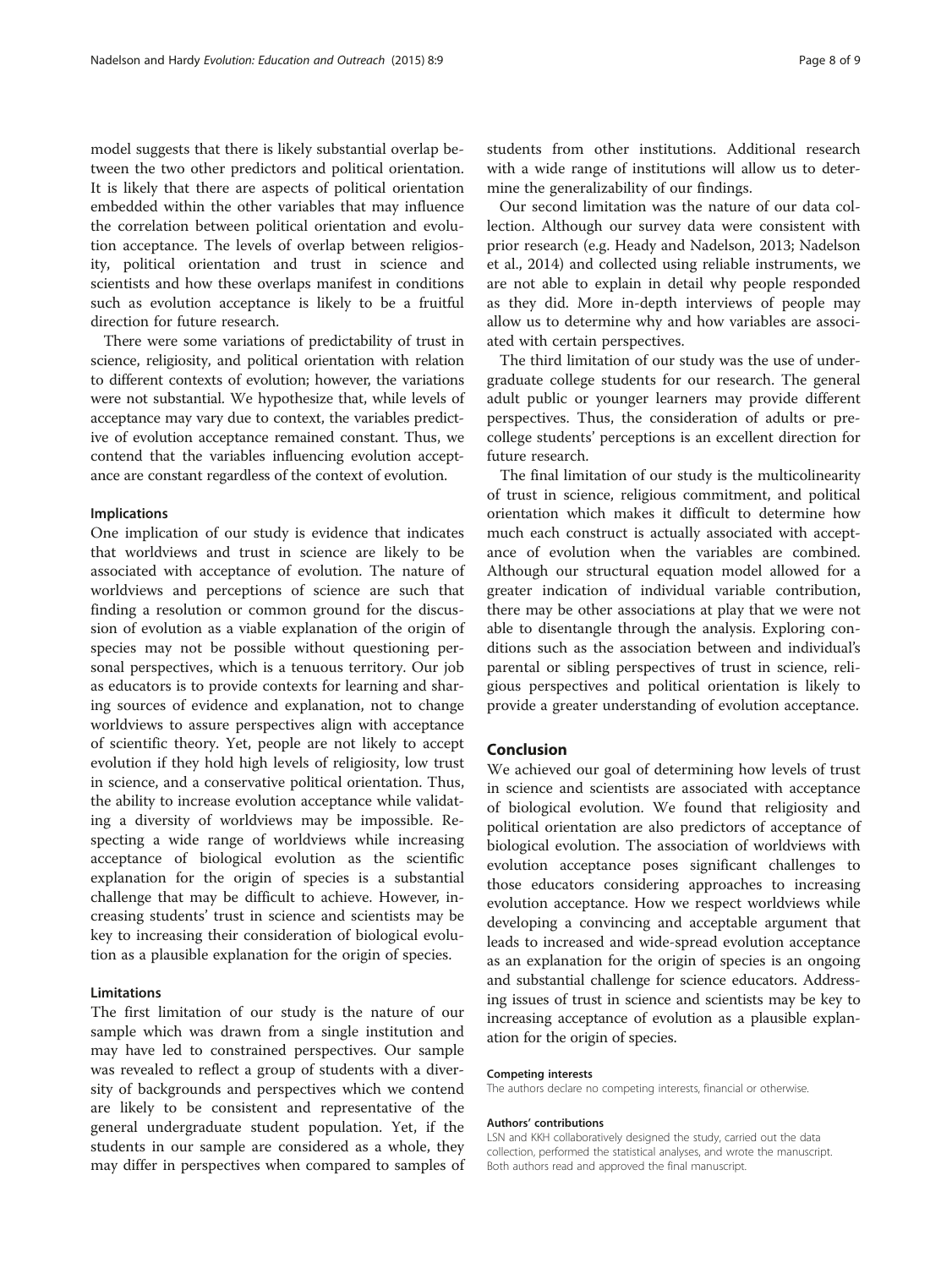model suggests that there is likely substantial overlap between the two other predictors and political orientation. It is likely that there are aspects of political orientation embedded within the other variables that may influence the correlation between political orientation and evolution acceptance. The levels of overlap between religiosity, political orientation and trust in science and scientists and how these overlaps manifest in conditions such as evolution acceptance is likely to be a fruitful direction for future research.

There were some variations of predictability of trust in science, religiosity, and political orientation with relation to different contexts of evolution; however, the variations were not substantial. We hypothesize that, while levels of acceptance may vary due to context, the variables predictive of evolution acceptance remained constant. Thus, we contend that the variables influencing evolution acceptance are constant regardless of the context of evolution.

### Implications

One implication of our study is evidence that indicates that worldviews and trust in science are likely to be associated with acceptance of evolution. The nature of worldviews and perceptions of science are such that finding a resolution or common ground for the discussion of evolution as a viable explanation of the origin of species may not be possible without questioning personal perspectives, which is a tenuous territory. Our job as educators is to provide contexts for learning and sharing sources of evidence and explanation, not to change worldviews to assure perspectives align with acceptance of scientific theory. Yet, people are not likely to accept evolution if they hold high levels of religiosity, low trust in science, and a conservative political orientation. Thus, the ability to increase evolution acceptance while validating a diversity of worldviews may be impossible. Respecting a wide range of worldviews while increasing acceptance of biological evolution as the scientific explanation for the origin of species is a substantial challenge that may be difficult to achieve. However, increasing students' trust in science and scientists may be key to increasing their consideration of biological evolution as a plausible explanation for the origin of species.

### Limitations

The first limitation of our study is the nature of our sample which was drawn from a single institution and may have led to constrained perspectives. Our sample was revealed to reflect a group of students with a diversity of backgrounds and perspectives which we contend are likely to be consistent and representative of the general undergraduate student population. Yet, if the students in our sample are considered as a whole, they may differ in perspectives when compared to samples of students from other institutions. Additional research with a wide range of institutions will allow us to determine the generalizability of our findings.

Our second limitation was the nature of our data collection. Although our survey data were consistent with prior research (e.g. Heady and Nadelson, 2013; Nadelson et al., 2014) and collected using reliable instruments, we are not able to explain in detail why people responded as they did. More in-depth interviews of people may allow us to determine why and how variables are associated with certain perspectives.

The third limitation of our study was the use of undergraduate college students for our research. The general adult public or younger learners may provide different perspectives. Thus, the consideration of adults or pre-college students' perceptions is an excellent direction for future research.

The final limitation of our study is the multicolinearity of trust in science, religious commitment, and political orientation which makes it difficult to determine how much each construct is actually associated with acceptance of evolution when the variables are combined. Although our structural equation model allowed for a greater indication of individual variable contribution, there may be other associations at play that we were not able to disentangle through the analysis. Exploring conditions such as the association between and individual's parental or sibling perspectives of trust in science, religious perspectives and political orientation is likely to provide a greater understanding of evolution acceptance.

## Conclusion

We achieved our goal of determining how levels of trust in science and scientists are associated with acceptance of biological evolution. We found that religiosity and political orientation are also predictors of acceptance of biological evolution. The association of worldviews with evolution acceptance poses significant challenges to those educators considering approaches to increasing evolution acceptance. How we respect worldviews while developing a convincing and acceptable argument that leads to increased and wide-spread evolution acceptance as an explanation for the origin of species is an ongoing and substantial challenge for science educators. Addressing issues of trust in science and scientists may be key to increasing acceptance of evolution as a plausible explanation for the origin of species.

#### Competing interests

The authors declare no competing interests, financial or otherwise.

#### Authors' contributions

LSN and KKH collaboratively designed the study, carried out the data collection, performed the statistical analyses, and wrote the manuscript. Both authors read and approved the final manuscript.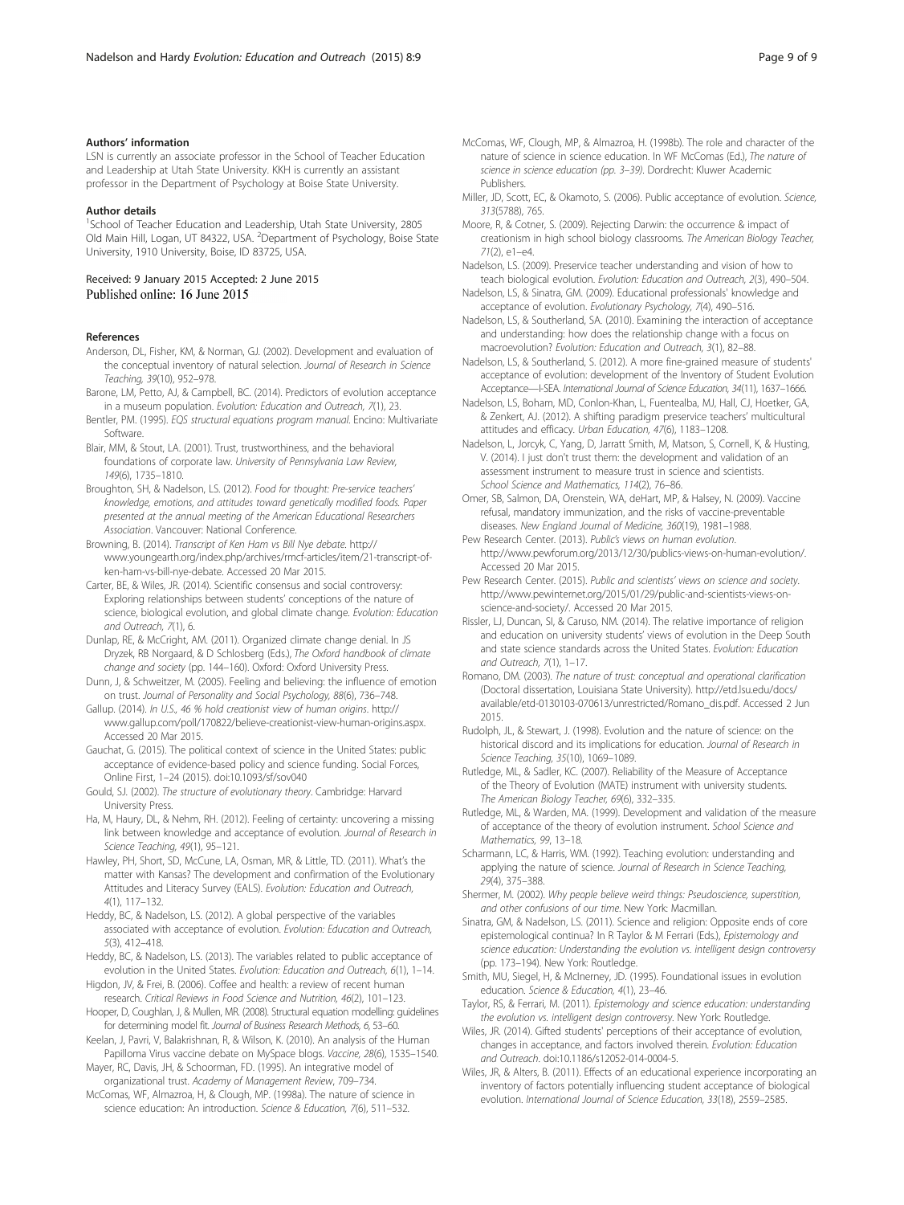#### Authors' information

LSN is currently an associate professor in the School of Teacher Education and Leadership at Utah State University. KKH is currently an assistant professor in the Department of Psychology at Boise State University.

#### Author details

[1]School of Teacher Education and Leadership, Utah State University, 2805 Old Main Hill, Logan, UT 84322, USA. [2]Department of Psychology, Boise State University, 1910 University, Boise, ID 83725, USA.

Received: 9 January 2015 Accepted: 2 June 2015
Published online: 16 June 2015

#### References

Anderson, DL, Fisher, KM, & Norman, GJ. (2002). Development and evaluation of the conceptual inventory of natural selection. *Journal of Research in Science Teaching, 39*(10), 952–978.

Barone, LM, Petto, AJ, & Campbell, BC. (2014). Predictors of evolution acceptance in a museum population. *Evolution: Education and Outreach, 7*(1), 23.

Bentler, PM. (1995). *EQS structural equations program manual*. Encino: Multivariate Software.

Blair, MM, & Stout, LA. (2001). Trust, trustworthiness, and the behavioral foundations of corporate law. *University of Pennsylvania Law Review, 149*(6), 1735–1810.

Broughton, SH, & Nadelson, LS. (2012). *Food for thought: Pre-service teachers' knowledge, emotions, and attitudes toward genetically modified foods. Paper presented at the annual meeting of the American Educational Researchers Association*. Vancouver: National Conference.

Browning, B. (2014). *Transcript of Ken Ham vs Bill Nye debate*. http://www.youngearth.org/index.php/archives/rmcf-articles/item/21-transcript-of-ken-ham-vs-bill-nye-debate. Accessed 20 Mar 2015.

Carter, BE, & Wiles, JR. (2014). Scientific consensus and social controversy: Exploring relationships between students' conceptions of the nature of science, biological evolution, and global climate change. *Evolution: Education and Outreach, 7*(1), 6.

Dunlap, RE, & McCright, AM. (2011). Organized climate change denial. In JS Dryzek, RB Norgaard, & D Schlosberg (Eds.), *The Oxford handbook of climate change and society* (pp. 144–160). Oxford: Oxford University Press.

Dunn, J, & Schweitzer, M. (2005). Feeling and believing: the influence of emotion on trust. *Journal of Personality and Social Psychology, 88*(6), 736–748.

Gallup. (2014). *In U.S., 46 % hold creationist view of human origins*. http://www.gallup.com/poll/170822/believe-creationist-view-human-origins.aspx. Accessed 20 Mar 2015.

Gauchat, G. (2015). The political context of science in the United States: public acceptance of evidence-based policy and science funding. Social Forces, Online First, 1–24 (2015). doi:10.1093/sf/sov040

Gould, SJ. (2002). *The structure of evolutionary theory*. Cambridge: Harvard University Press.

Ha, M, Haury, DL, & Nehm, RH. (2012). Feeling of certainty: uncovering a missing link between knowledge and acceptance of evolution. *Journal of Research in Science Teaching, 49*(1), 95–121.

Hawley, PH, Short, SD, McCune, LA, Osman, MR, & Little, TD. (2011). What's the matter with Kansas? The development and confirmation of the Evolutionary Attitudes and Literacy Survey (EALS). *Evolution: Education and Outreach, 4*(1), 117–132.

Heddy, BC, & Nadelson, LS. (2012). A global perspective of the variables associated with acceptance of evolution. *Evolution: Education and Outreach, 5*(3), 412–418.

Heddy, BC, & Nadelson, LS. (2013). The variables related to public acceptance of evolution in the United States. *Evolution: Education and Outreach, 6*(1), 1–14.

Higdon, JV, & Frei, B. (2006). Coffee and health: a review of recent human research. *Critical Reviews in Food Science and Nutrition, 46*(2), 101–123.

Hooper, D, Coughlan, J, & Mullen, MR. (2008). Structural equation modelling: guidelines for determining model fit. *Journal of Business Research Methods, 6*, 53–60.

Keelan, J, Pavri, V, Balakrishnan, R, & Wilson, K. (2010). An analysis of the Human Papilloma Virus vaccine debate on MySpace blogs. *Vaccine, 28*(6), 1535–1540.

Mayer, RC, Davis, JH, & Schoorman, FD. (1995). An integrative model of organizational trust. *Academy of Management Review*, 709–734.

McComas, WF, Almazroa, H, & Clough, MP. (1998a). The nature of science in science education: An introduction. *Science & Education, 7*(6), 511–532.

McComas, WF, Clough, MP, & Almazroa, H. (1998b). The role and character of the nature of science in science education. In WF McComas (Ed.), *The nature of science in science education (pp. 3–39)*. Dordrecht: Kluwer Academic Publishers.

Miller, JD, Scott, EC, & Okamoto, S. (2006). Public acceptance of evolution. *Science, 313*(5788), 765.

Moore, R, & Cotner, S. (2009). Rejecting Darwin: the occurrence & impact of creationism in high school biology classrooms. *The American Biology Teacher, 71*(2), e1–e4.

Nadelson, LS. (2009). Preservice teacher understanding and vision of how to teach biological evolution. *Evolution: Education and Outreach, 2*(3), 490–504.

Nadelson, LS, & Sinatra, GM. (2009). Educational professionals' knowledge and acceptance of evolution. *Evolutionary Psychology, 7*(4), 490–516.

Nadelson, LS, & Southerland, SA. (2010). Examining the interaction of acceptance and understanding: how does the relationship change with a focus on macroevolution? *Evolution: Education and Outreach, 3*(1), 82–88.

Nadelson, LS, & Southerland, S. (2012). A more fine-grained measure of students' acceptance of evolution: development of the Inventory of Student Evolution Acceptance—I-SEA. *International Journal of Science Education, 34*(11), 1637–1666.

Nadelson, LS, Boham, MD, Conlon-Khan, L, Fuentealba, MJ, Hall, CJ, Hoetker, GA, & Zenkert, AJ. (2012). A shifting paradigm preservice teachers' multicultural attitudes and efficacy. *Urban Education, 47*(6), 1183–1208.

Nadelson, L, Jorcyk, C, Yang, D, Jarratt Smith, M, Matson, S, Cornell, K, & Husting, V. (2014). I just don't trust them: the development and validation of an assessment instrument to measure trust in science and scientists. *School Science and Mathematics, 114*(2), 76–86.

Omer, SB, Salmon, DA, Orenstein, WA, deHart, MP, & Halsey, N. (2009). Vaccine refusal, mandatory immunization, and the risks of vaccine-preventable diseases. *New England Journal of Medicine, 360*(19), 1981–1988.

Pew Research Center. (2013). *Public's views on human evolution*. http://www.pewforum.org/2013/12/30/publics-views-on-human-evolution/. Accessed 20 Mar 2015.

Pew Research Center. (2015). *Public and scientists' views on science and society*. http://www.pewinternet.org/2015/01/29/public-and-scientists-views-on-science-and-society/. Accessed 20 Mar 2015.

Rissler, LJ, Duncan, SI, & Caruso, NM. (2014). The relative importance of religion and education on university students' views of evolution in the Deep South and state science standards across the United States. *Evolution: Education and Outreach, 7*(1), 1–17.

Romano, DM. (2003). *The nature of trust: conceptual and operational clarification* (Doctoral dissertation, Louisiana State University). http://etd.lsu.edu/docs/available/etd-0130103-070613/unrestricted/Romano_dis.pdf. Accessed 2 Jun 2015.

Rudolph, JL, & Stewart, J. (1998). Evolution and the nature of science: on the historical discord and its implications for education. *Journal of Research in Science Teaching, 35*(10), 1069–1089.

Rutledge, ML, & Sadler, KC. (2007). Reliability of the Measure of Acceptance of the Theory of Evolution (MATE) instrument with university students. *The American Biology Teacher, 69*(6), 332–335.

Rutledge, ML, & Warden, MA. (1999). Development and validation of the measure of acceptance of the theory of evolution instrument. *School Science and Mathematics, 99*, 13–18.

Scharmann, LC, & Harris, WM. (1992). Teaching evolution: understanding and applying the nature of science. *Journal of Research in Science Teaching, 29*(4), 375–388.

Shermer, M. (2002). *Why people believe weird things: Pseudoscience, superstition, and other confusions of our time*. New York: Macmillan.

Sinatra, GM, & Nadelson, LS. (2011). Science and religion: Opposite ends of core epistemological continua? In R Taylor & M Ferrari (Eds.), *Epistemology and science education: Understanding the evolution vs. intelligent design controversy* (pp. 173–194). New York: Routledge.

Smith, MU, Siegel, H, & McInerney, JD. (1995). Foundational issues in evolution education. *Science & Education, 4*(1), 23–46.

Taylor, RS, & Ferrari, M. (2011). *Epistemology and science education: understanding the evolution vs. intelligent design controversy*. New York: Routledge.

Wiles, JR. (2014). Gifted students' perceptions of their acceptance of evolution, changes in acceptance, and factors involved therein. *Evolution: Education and Outreach*. doi:10.1186/s12052-014-0004-5.

Wiles, JR, & Alters, B. (2011). Effects of an educational experience incorporating an inventory of factors potentially influencing student acceptance of biological evolution. *International Journal of Science Education, 33*(18), 2559–2585.